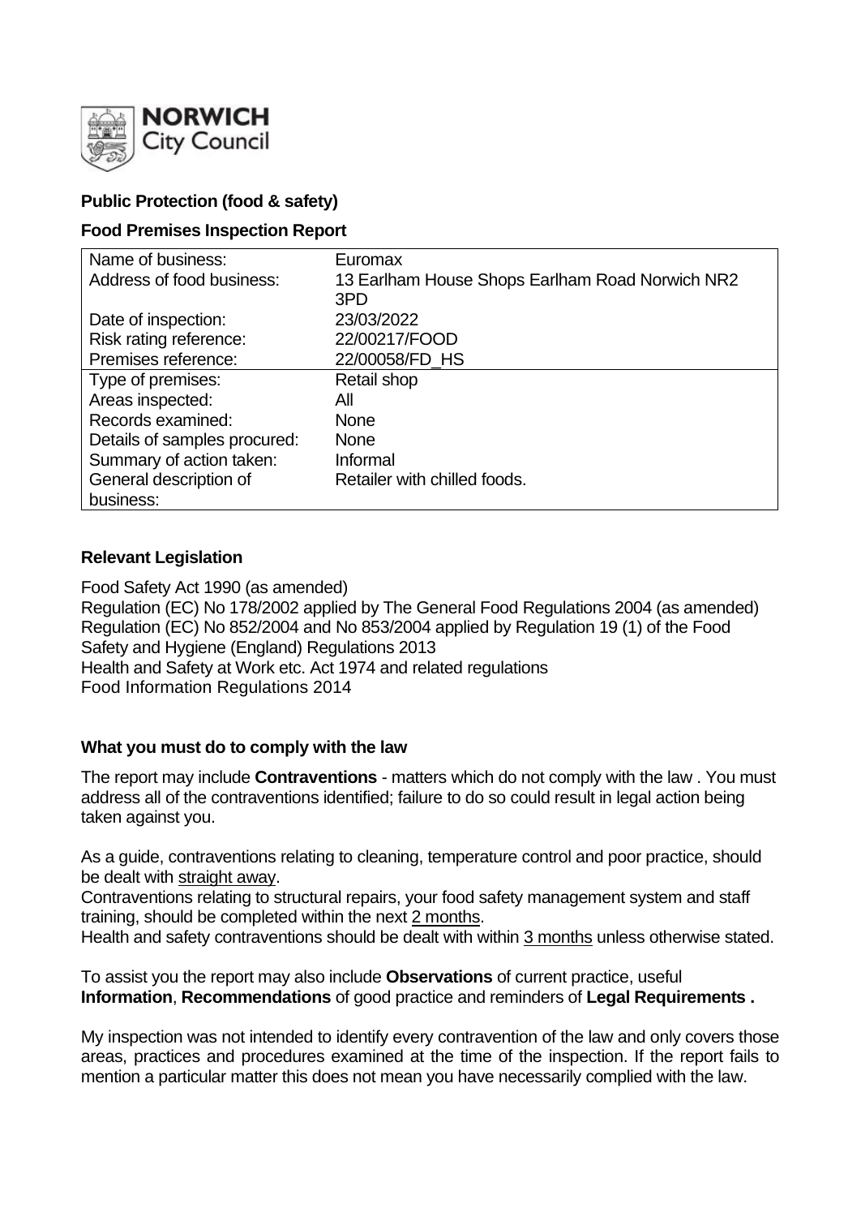**NORWICH City Council**

**Public Protection (food & safety)**

**Food Premises Inspection Report**

| | |
|---|---|
| Name of business: | Euromax |
| Address of food business: | 13 Earlham House Shops Earlham Road Norwich NR2 3PD |
| Date of inspection: | 23/03/2022 |
| Risk rating reference: | 22/00217/FOOD |
| Premises reference: | 22/00058/FD_HS |
| Type of premises: | Retail shop |
| Areas inspected: | All |
| Records examined: | None |
| Details of samples procured: | None |
| Summary of action taken: | Informal |
| General description of business: | Retailer with chilled foods. |

**Relevant Legislation**

Food Safety Act 1990 (as amended)
Regulation (EC) No 178/2002 applied by The General Food Regulations 2004 (as amended)
Regulation (EC) No 852/2004 and No 853/2004 applied by Regulation 19 (1) of the Food Safety and Hygiene (England) Regulations 2013
Health and Safety at Work etc. Act 1974 and related regulations
Food Information Regulations 2014

**What you must do to comply with the law**

The report may include **Contraventions** - matters which do not comply with the law . You must address all of the contraventions identified; failure to do so could result in legal action being taken against you.

As a guide, contraventions relating to cleaning, temperature control and poor practice, should be dealt with straight away.
Contraventions relating to structural repairs, your food safety management system and staff training, should be completed within the next 2 months.
Health and safety contraventions should be dealt with within 3 months unless otherwise stated.

To assist you the report may also include **Observations** of current practice, useful **Information**, **Recommendations** of good practice and reminders of **Legal Requirements .**

My inspection was not intended to identify every contravention of the law and only covers those areas, practices and procedures examined at the time of the inspection. If the report fails to mention a particular matter this does not mean you have necessarily complied with the law.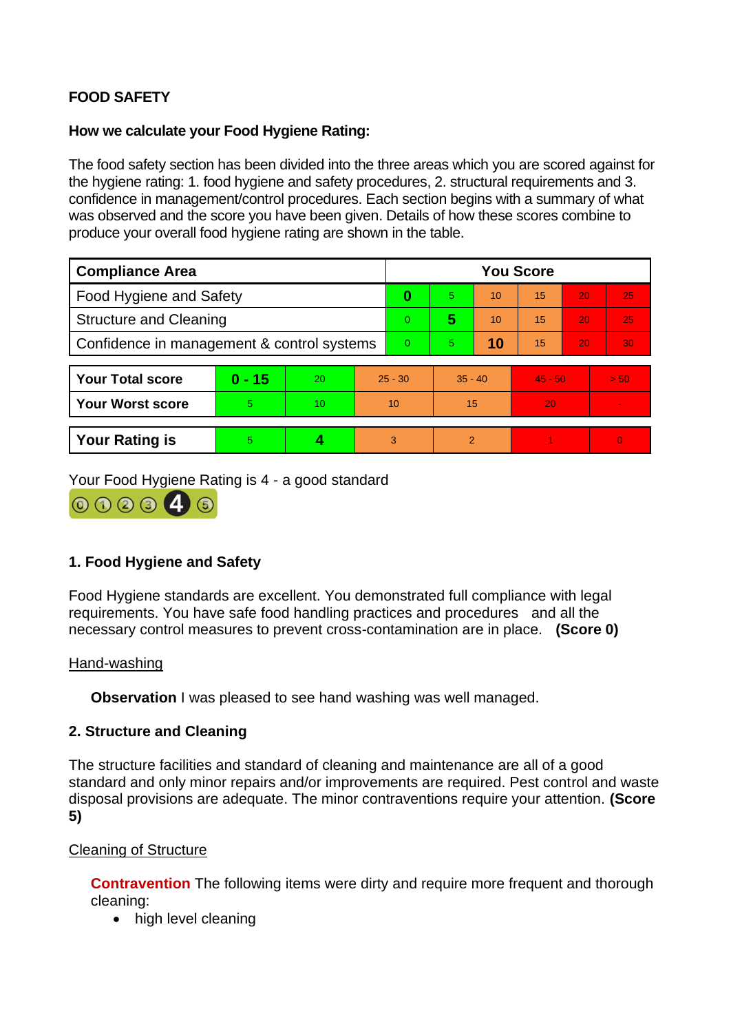**FOOD SAFETY**

**How we calculate your Food Hygiene Rating:**

The food safety section has been divided into the three areas which you are scored against for the hygiene rating: 1. food hygiene and safety procedures, 2. structural requirements and 3. confidence in management/control procedures. Each section begins with a summary of what was observed and the score you have been given. Details of how these scores combine to produce your overall food hygiene rating are shown in the table.

| Compliance Area | You Score | | | | | |
|---|---|---|---|---|---|---|
| Food Hygiene and Safety | **0** | 5 | 10 | 15 | 20 | 25 |
| Structure and Cleaning | 0 | **5** | 10 | 15 | 20 | 25 |
| Confidence in management & control systems | 0 | 5 | **10** | 15 | 20 | 30 |

| | | | | | | |
|---|---|---|---|---|---|---|
| **Your Total score** | **0 - 15** | 20 | 25 - 30 | 35 - 40 | 45 - 50 | > 50 |
| **Your Worst score** | 5 | 10 | 10 | 15 | 20 | - |

| | | | | | | |
|---|---|---|---|---|---|---|
| **Your Rating is** | 5 | **4** | 3 | 2 | 1 | 0 |

Your Food Hygiene Rating is 4 - a good standard

### 1. Food Hygiene and Safety

Food Hygiene standards are excellent. You demonstrated full compliance with legal requirements. You have safe food handling practices and procedures and all the necessary control measures to prevent cross-contamination are in place. **(Score 0)**

Hand-washing

**Observation** I was pleased to see hand washing was well managed.

### 2. Structure and Cleaning

The structure facilities and standard of cleaning and maintenance are all of a good standard and only minor repairs and/or improvements are required. Pest control and waste disposal provisions are adequate. The minor contraventions require your attention. **(Score 5)**

Cleaning of Structure

**Contravention** The following items were dirty and require more frequent and thorough cleaning:

- high level cleaning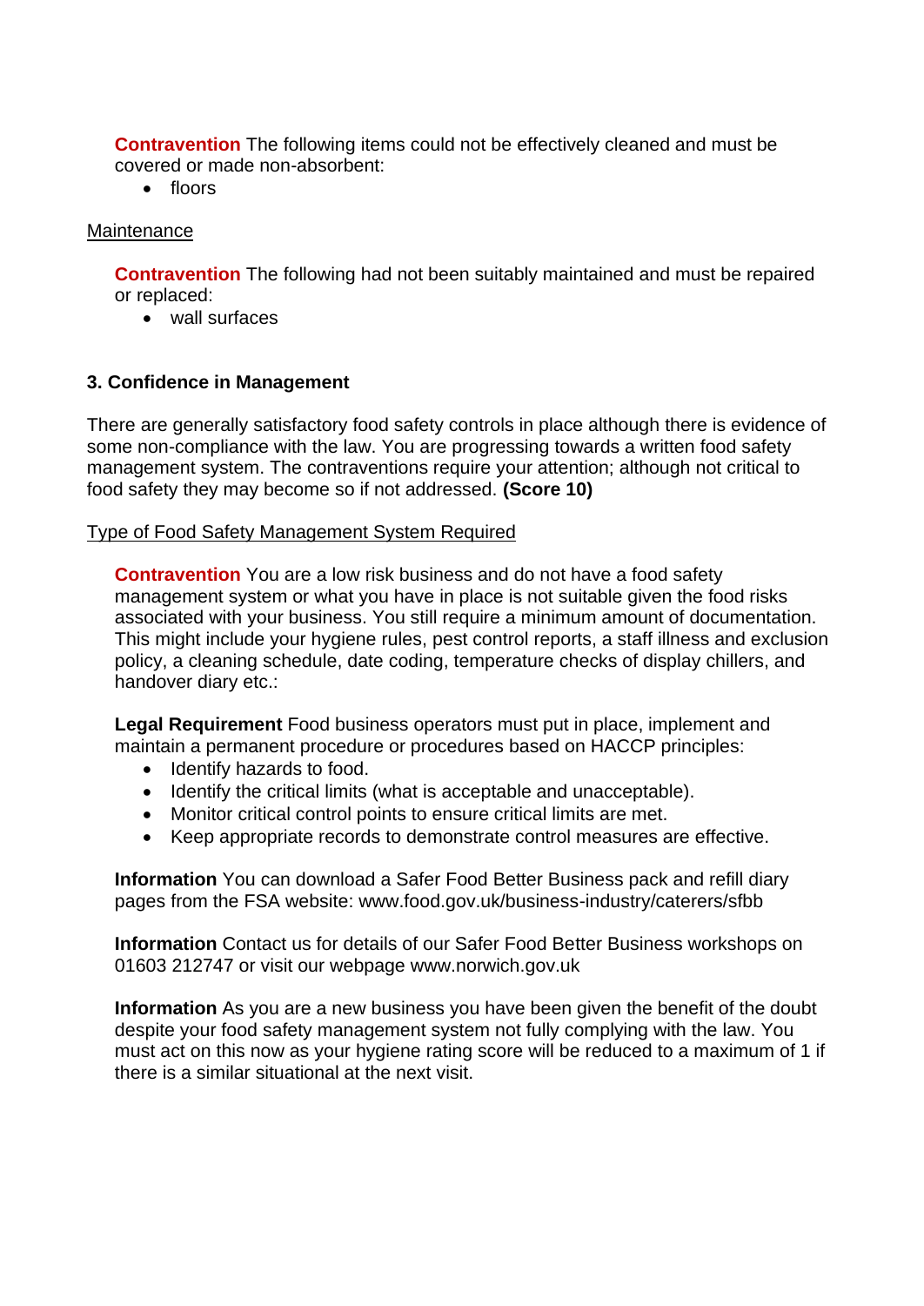**Contravention** The following items could not be effectively cleaned and must be covered or made non-absorbent:

- floors

Maintenance

**Contravention** The following had not been suitably maintained and must be repaired or replaced:

- wall surfaces

### 3. Confidence in Management

There are generally satisfactory food safety controls in place although there is evidence of some non-compliance with the law. You are progressing towards a written food safety management system. The contraventions require your attention; although not critical to food safety they may become so if not addressed. **(Score 10)**

Type of Food Safety Management System Required

**Contravention** You are a low risk business and do not have a food safety management system or what you have in place is not suitable given the food risks associated with your business. You still require a minimum amount of documentation. This might include your hygiene rules, pest control reports, a staff illness and exclusion policy, a cleaning schedule, date coding, temperature checks of display chillers, and handover diary etc.:

**Legal Requirement** Food business operators must put in place, implement and maintain a permanent procedure or procedures based on HACCP principles:

- Identify hazards to food.
- Identify the critical limits (what is acceptable and unacceptable).
- Monitor critical control points to ensure critical limits are met.
- Keep appropriate records to demonstrate control measures are effective.

**Information** You can download a Safer Food Better Business pack and refill diary pages from the FSA website: www.food.gov.uk/business-industry/caterers/sfbb

**Information** Contact us for details of our Safer Food Better Business workshops on 01603 212747 or visit our webpage www.norwich.gov.uk

**Information** As you are a new business you have been given the benefit of the doubt despite your food safety management system not fully complying with the law. You must act on this now as your hygiene rating score will be reduced to a maximum of 1 if there is a similar situational at the next visit.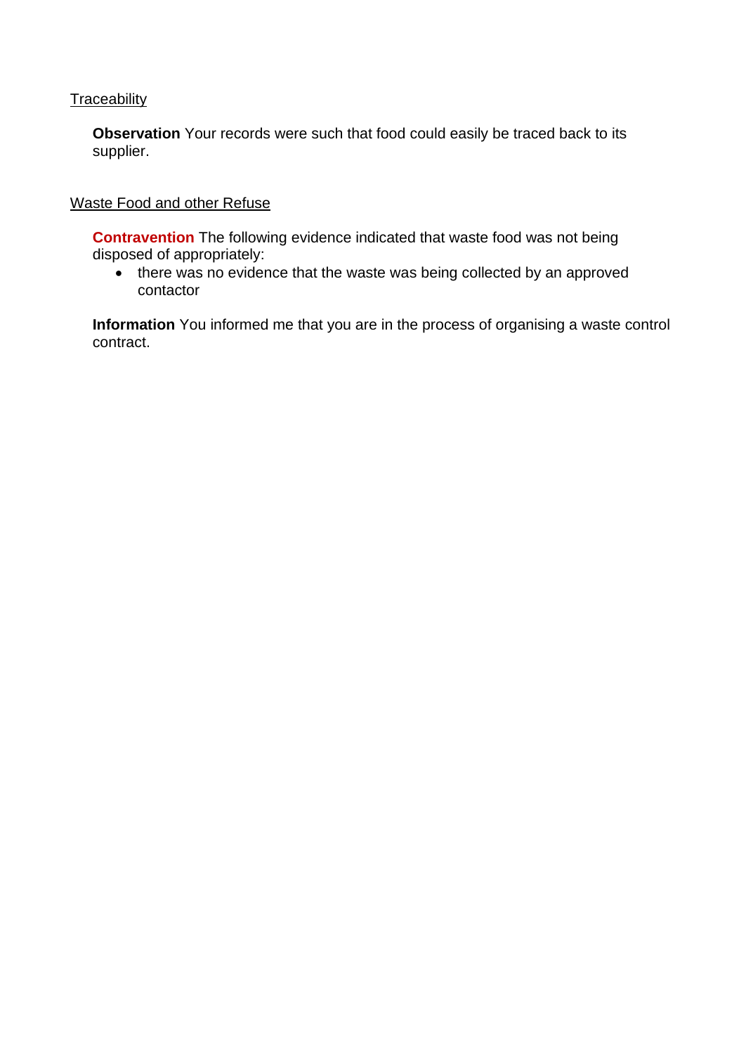Traceability

**Observation** Your records were such that food could easily be traced back to its supplier.

Waste Food and other Refuse

**Contravention** The following evidence indicated that waste food was not being disposed of appropriately:

- there was no evidence that the waste was being collected by an approved contactor

**Information** You informed me that you are in the process of organising a waste control contract.